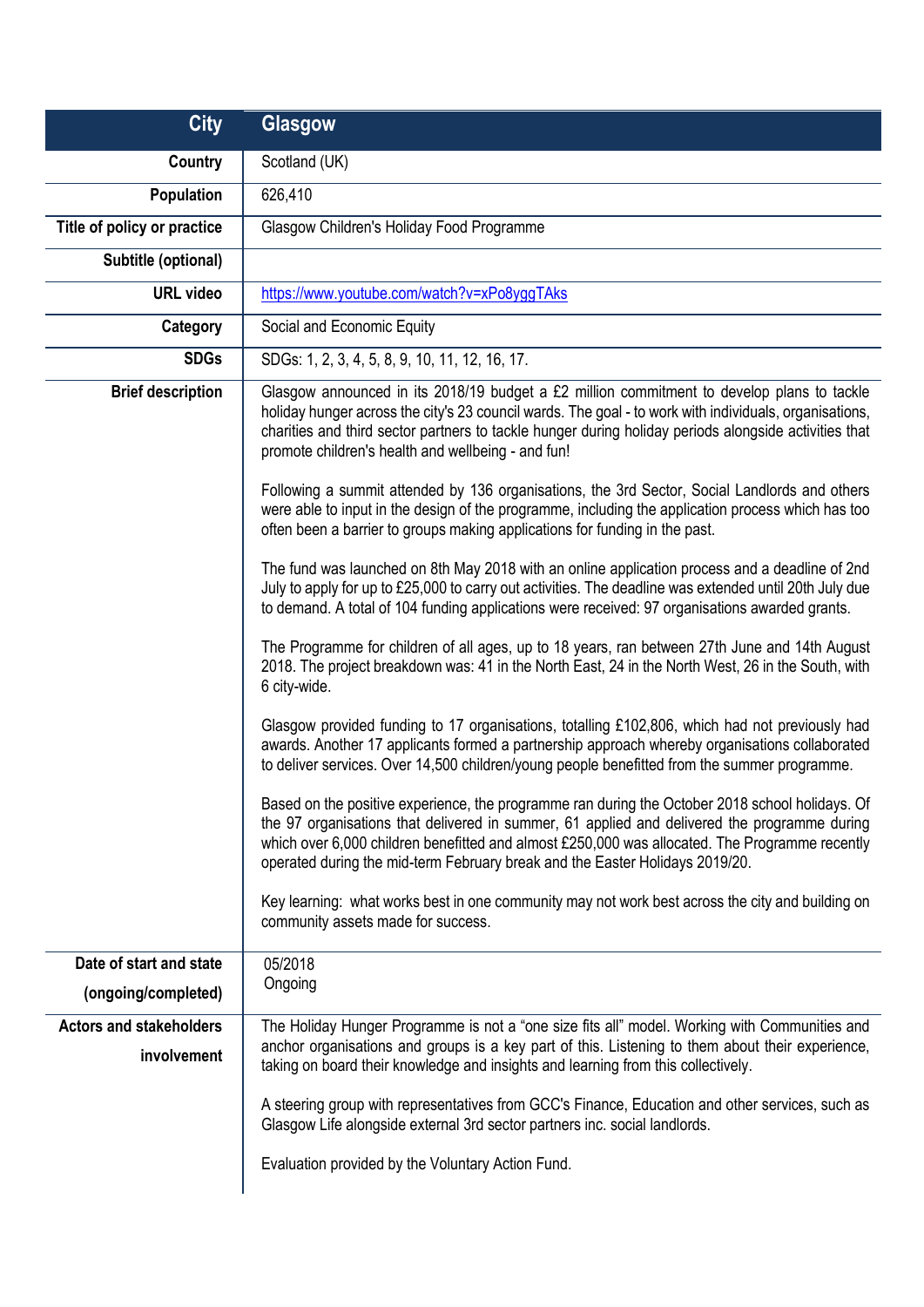| City | Glasgow |
|---|---|
| Country | Scotland (UK) |
| Population | 626,410 |
| Title of policy or practice | Glasgow Children's Holiday Food Programme |
| Subtitle (optional) | |
| URL video | https://www.youtube.com/watch?v=xPo8yggTAks |
| Category | Social and Economic Equity |
| SDGs | SDGs: 1, 2, 3, 4, 5, 8, 9, 10, 11, 12, 16, 17. |
| Brief description | Glasgow announced in its 2018/19 budget a £2 million commitment to develop plans to tackle holiday hunger across the city's 23 council wards. The goal - to work with individuals, organisations, charities and third sector partners to tackle hunger during holiday periods alongside activities that promote children's health and wellbeing - and fun!<br><br>Following a summit attended by 136 organisations, the 3rd Sector, Social Landlords and others were able to input in the design of the programme, including the application process which has too often been a barrier to groups making applications for funding in the past.<br><br>The fund was launched on 8th May 2018 with an online application process and a deadline of 2nd July to apply for up to £25,000 to carry out activities. The deadline was extended until 20th July due to demand. A total of 104 funding applications were received: 97 organisations awarded grants.<br><br>The Programme for children of all ages, up to 18 years, ran between 27th June and 14th August 2018. The project breakdown was: 41 in the North East, 24 in the North West, 26 in the South, with 6 city-wide.<br><br>Glasgow provided funding to 17 organisations, totalling £102,806, which had not previously had awards. Another 17 applicants formed a partnership approach whereby organisations collaborated to deliver services. Over 14,500 children/young people benefitted from the summer programme.<br><br>Based on the positive experience, the programme ran during the October 2018 school holidays. Of the 97 organisations that delivered in summer, 61 applied and delivered the programme during which over 6,000 children benefitted and almost £250,000 was allocated. The Programme recently operated during the mid-term February break and the Easter Holidays 2019/20.<br><br>Key learning: what works best in one community may not work best across the city and building on community assets made for success. |
| Date of start and state (ongoing/completed) | 05/2018<br>Ongoing |
| Actors and stakeholders involvement | The Holiday Hunger Programme is not a "one size fits all" model. Working with Communities and anchor organisations and groups is a key part of this. Listening to them about their experience, taking on board their knowledge and insights and learning from this collectively.<br><br>A steering group with representatives from GCC's Finance, Education and other services, such as Glasgow Life alongside external 3rd sector partners inc. social landlords.<br><br>Evaluation provided by the Voluntary Action Fund. |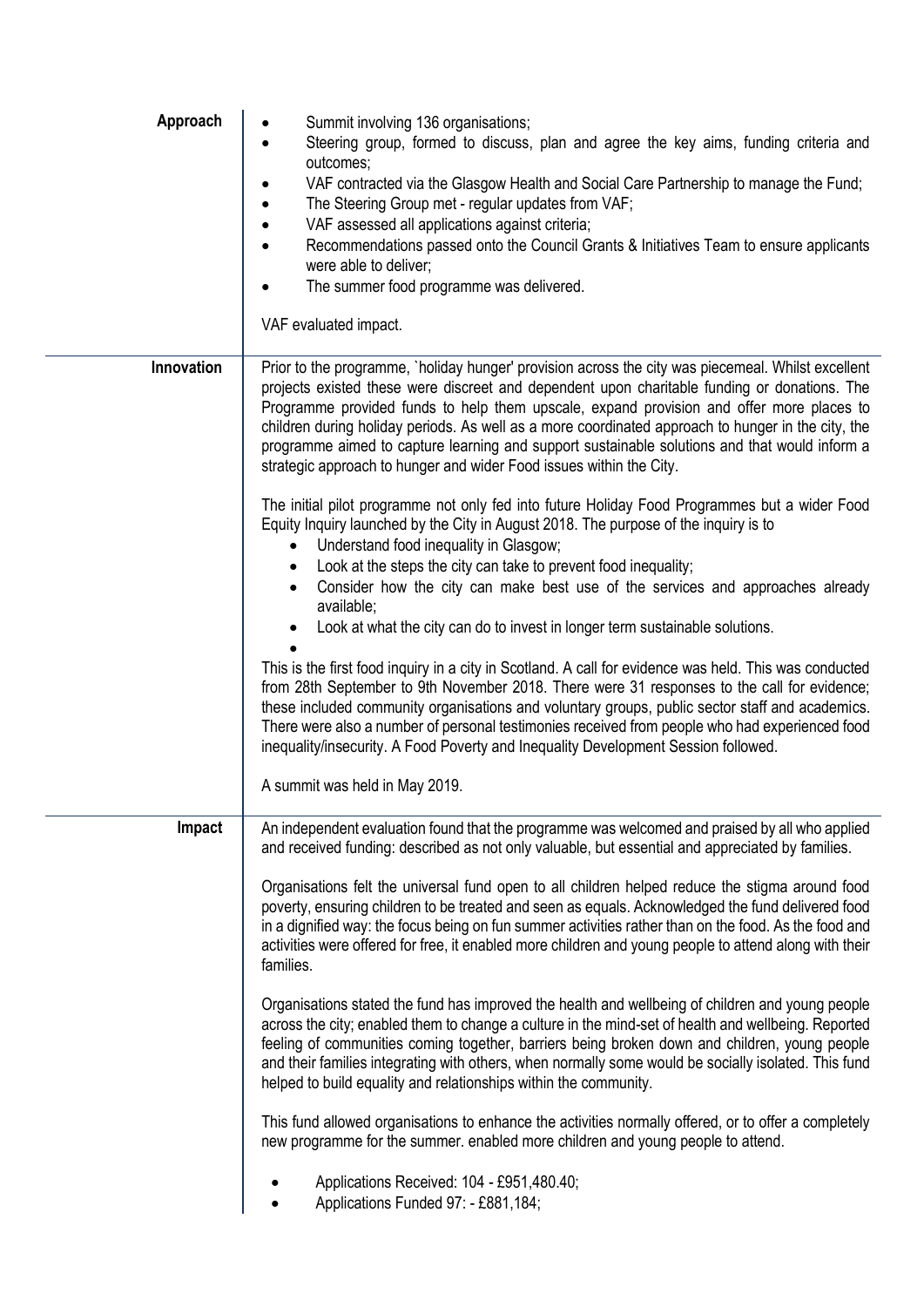**Approach**

- Summit involving 136 organisations;
- Steering group, formed to discuss, plan and agree the key aims, funding criteria and outcomes;
- VAF contracted via the Glasgow Health and Social Care Partnership to manage the Fund;
- The Steering Group met - regular updates from VAF;
- VAF assessed all applications against criteria;
- Recommendations passed onto the Council Grants & Initiatives Team to ensure applicants were able to deliver;
- The summer food programme was delivered.

VAF evaluated impact.

**Innovation**

Prior to the programme, `holiday hunger' provision across the city was piecemeal. Whilst excellent projects existed these were discreet and dependent upon charitable funding or donations. The Programme provided funds to help them upscale, expand provision and offer more places to children during holiday periods. As well as a more coordinated approach to hunger in the city, the programme aimed to capture learning and support sustainable solutions and that would inform a strategic approach to hunger and wider Food issues within the City.

The initial pilot programme not only fed into future Holiday Food Programmes but a wider Food Equity Inquiry launched by the City in August 2018. The purpose of the inquiry is to

- Understand food inequality in Glasgow;
- Look at the steps the city can take to prevent food inequality;
- Consider how the city can make best use of the services and approaches already available;
- Look at what the city can do to invest in longer term sustainable solutions.

This is the first food inquiry in a city in Scotland. A call for evidence was held. This was conducted from 28th September to 9th November 2018. There were 31 responses to the call for evidence; these included community organisations and voluntary groups, public sector staff and academics. There were also a number of personal testimonies received from people who had experienced food inequality/insecurity. A Food Poverty and Inequality Development Session followed.

A summit was held in May 2019.

**Impact**

An independent evaluation found that the programme was welcomed and praised by all who applied and received funding: described as not only valuable, but essential and appreciated by families.

Organisations felt the universal fund open to all children helped reduce the stigma around food poverty, ensuring children to be treated and seen as equals. Acknowledged the fund delivered food in a dignified way: the focus being on fun summer activities rather than on the food. As the food and activities were offered for free, it enabled more children and young people to attend along with their families.

Organisations stated the fund has improved the health and wellbeing of children and young people across the city; enabled them to change a culture in the mind-set of health and wellbeing. Reported feeling of communities coming together, barriers being broken down and children, young people and their families integrating with others, when normally some would be socially isolated. This fund helped to build equality and relationships within the community.

This fund allowed organisations to enhance the activities normally offered, or to offer a completely new programme for the summer. enabled more children and young people to attend.

- Applications Received: 104 - £951,480.40;
- Applications Funded 97: - £881,184;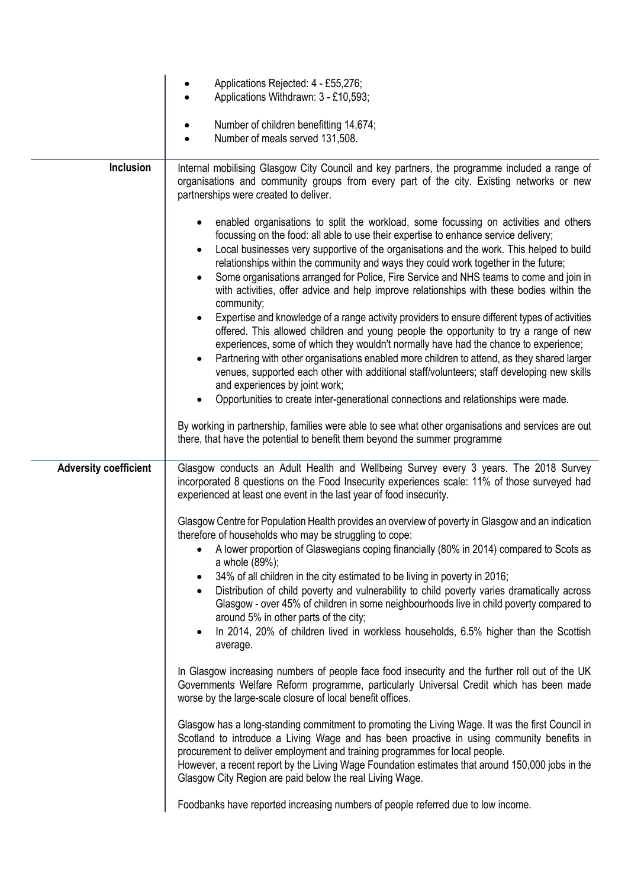| | |
|---|---|
| | • Applications Rejected: 4 - £55,276;<br>• Applications Withdrawn: 3 - £10,593;<br><br>• Number of children benefitting 14,674;<br>• Number of meals served 131,508. |
| **Inclusion** | Internal mobilising Glasgow City Council and key partners, the programme included a range of organisations and community groups from every part of the city. Existing networks or new partnerships were created to deliver.<br><br>• enabled organisations to split the workload, some focussing on activities and others focussing on the food: all able to use their expertise to enhance service delivery;<br>• Local businesses very supportive of the organisations and the work. This helped to build relationships within the community and ways they could work together in the future;<br>• Some organisations arranged for Police, Fire Service and NHS teams to come and join in with activities, offer advice and help improve relationships with these bodies within the community;<br>• Expertise and knowledge of a range activity providers to ensure different types of activities offered. This allowed children and young people the opportunity to try a range of new experiences, some of which they wouldn't normally have had the chance to experience;<br>• Partnering with other organisations enabled more children to attend, as they shared larger venues, supported each other with additional staff/volunteers; staff developing new skills and experiences by joint work;<br>• Opportunities to create inter-generational connections and relationships were made.<br><br>By working in partnership, families were able to see what other organisations and services are out there, that have the potential to benefit them beyond the summer programme |
| **Adversity coefficient** | Glasgow conducts an Adult Health and Wellbeing Survey every 3 years. The 2018 Survey incorporated 8 questions on the Food Insecurity experiences scale: 11% of those surveyed had experienced at least one event in the last year of food insecurity.<br><br>Glasgow Centre for Population Health provides an overview of poverty in Glasgow and an indication therefore of households who may be struggling to cope:<br>• A lower proportion of Glaswegians coping financially (80% in 2014) compared to Scots as a whole (89%);<br>• 34% of all children in the city estimated to be living in poverty in 2016;<br>• Distribution of child poverty and vulnerability to child poverty varies dramatically across Glasgow - over 45% of children in some neighbourhoods live in child poverty compared to around 5% in other parts of the city;<br>• In 2014, 20% of children lived in workless households, 6.5% higher than the Scottish average.<br><br>In Glasgow increasing numbers of people face food insecurity and the further roll out of the UK Governments Welfare Reform programme, particularly Universal Credit which has been made worse by the large-scale closure of local benefit offices.<br><br>Glasgow has a long-standing commitment to promoting the Living Wage. It was the first Council in Scotland to introduce a Living Wage and has been proactive in using community benefits in procurement to deliver employment and training programmes for local people.<br>However, a recent report by the Living Wage Foundation estimates that around 150,000 jobs in the Glasgow City Region are paid below the real Living Wage.<br><br>Foodbanks have reported increasing numbers of people referred due to low income. |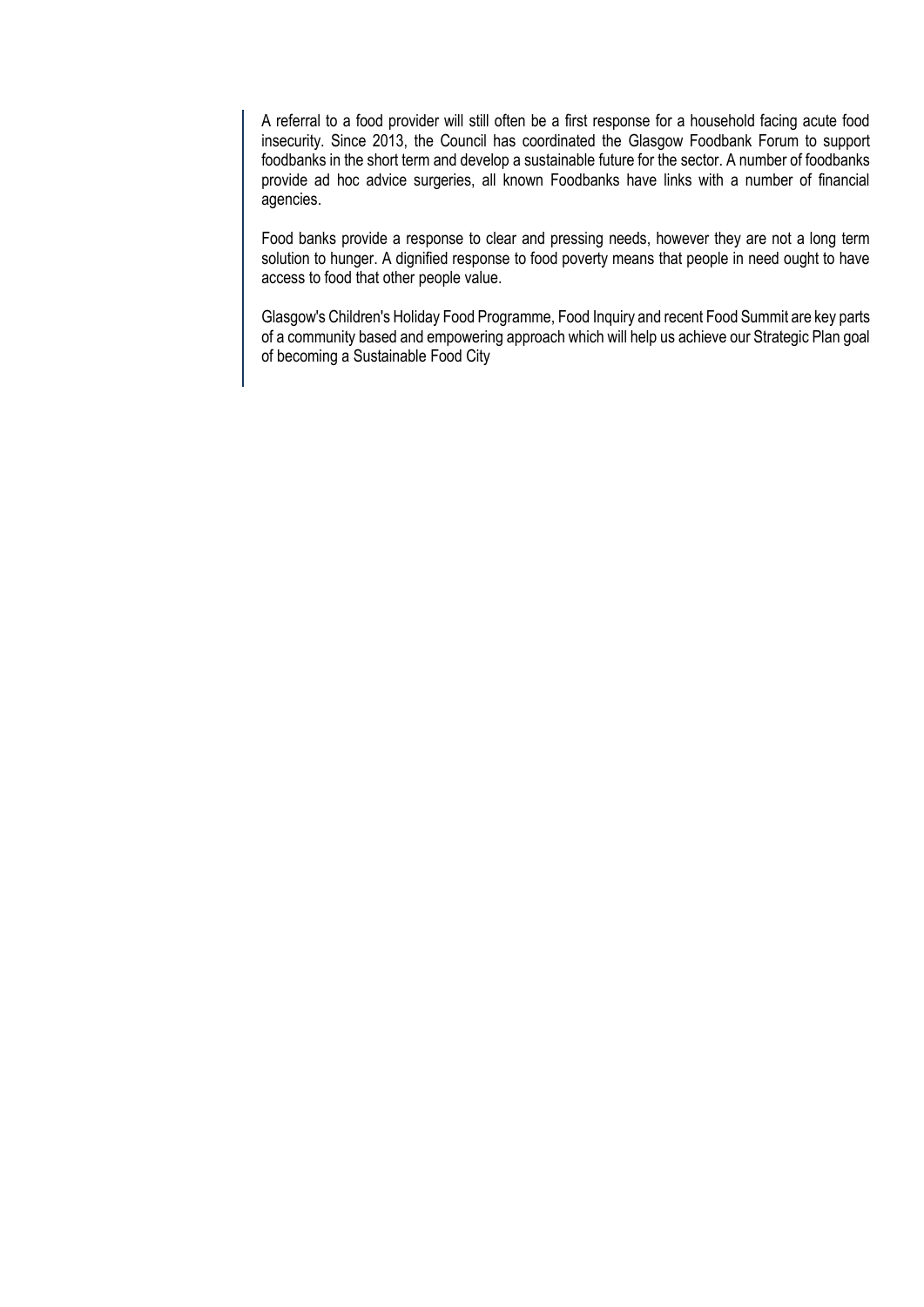A referral to a food provider will still often be a first response for a household facing acute food insecurity. Since 2013, the Council has coordinated the Glasgow Foodbank Forum to support foodbanks in the short term and develop a sustainable future for the sector. A number of foodbanks provide ad hoc advice surgeries, all known Foodbanks have links with a number of financial agencies.

Food banks provide a response to clear and pressing needs, however they are not a long term solution to hunger. A dignified response to food poverty means that people in need ought to have access to food that other people value.

Glasgow's Children's Holiday Food Programme, Food Inquiry and recent Food Summit are key parts of a community based and empowering approach which will help us achieve our Strategic Plan goal of becoming a Sustainable Food City